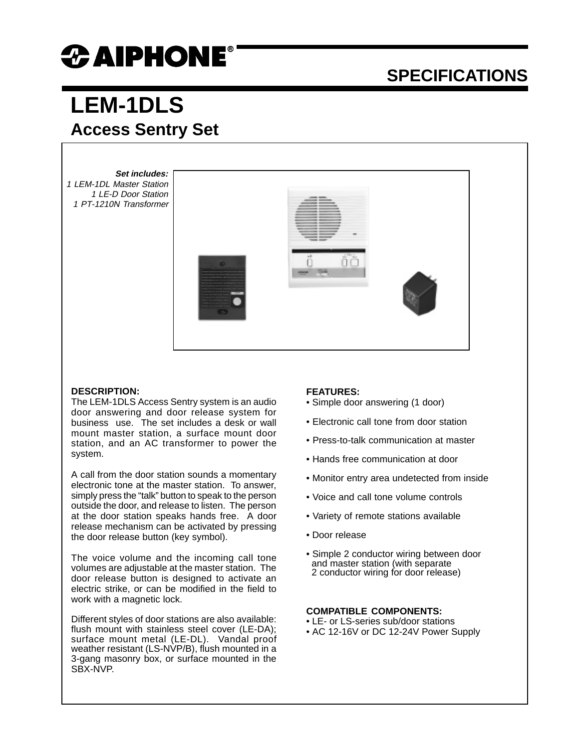# AIPHONE®

## SPECIFICATIONS

# LEM-1DLS

## Access Sentry Set

***Set includes:***
*1 LEM-1DL Master Station*
*1 LE-D Door Station*
*1 PT-1210N Transformer*

**DESCRIPTION:**

The LEM-1DLS Access Sentry system is an audio door answering and door release system for business use. The set includes a desk or wall mount master station, a surface mount door station, and an AC transformer to power the system.

A call from the door station sounds a momentary electronic tone at the master station. To answer, simply press the "talk" button to speak to the person outside the door, and release to listen. The person at the door station speaks hands free. A door release mechanism can be activated by pressing the door release button (key symbol).

The voice volume and the incoming call tone volumes are adjustable at the master station. The door release button is designed to activate an electric strike, or can be modified in the field to work with a magnetic lock.

Different styles of door stations are also available: flush mount with stainless steel cover (LE-DA); surface mount metal (LE-DL). Vandal proof weather resistant (LS-NVP/B), flush mounted in a 3-gang masonry box, or surface mounted in the SBX-NVP.

**FEATURES:**

- Simple door answering (1 door)
- Electronic call tone from door station
- Press-to-talk communication at master
- Hands free communication at door
- Monitor entry area undetected from inside
- Voice and call tone volume controls
- Variety of remote stations available
- Door release
- Simple 2 conductor wiring between door and master station (with separate 2 conductor wiring for door release)

**COMPATIBLE COMPONENTS:**

- LE- or LS-series sub/door stations
- AC 12-16V or DC 12-24V Power Supply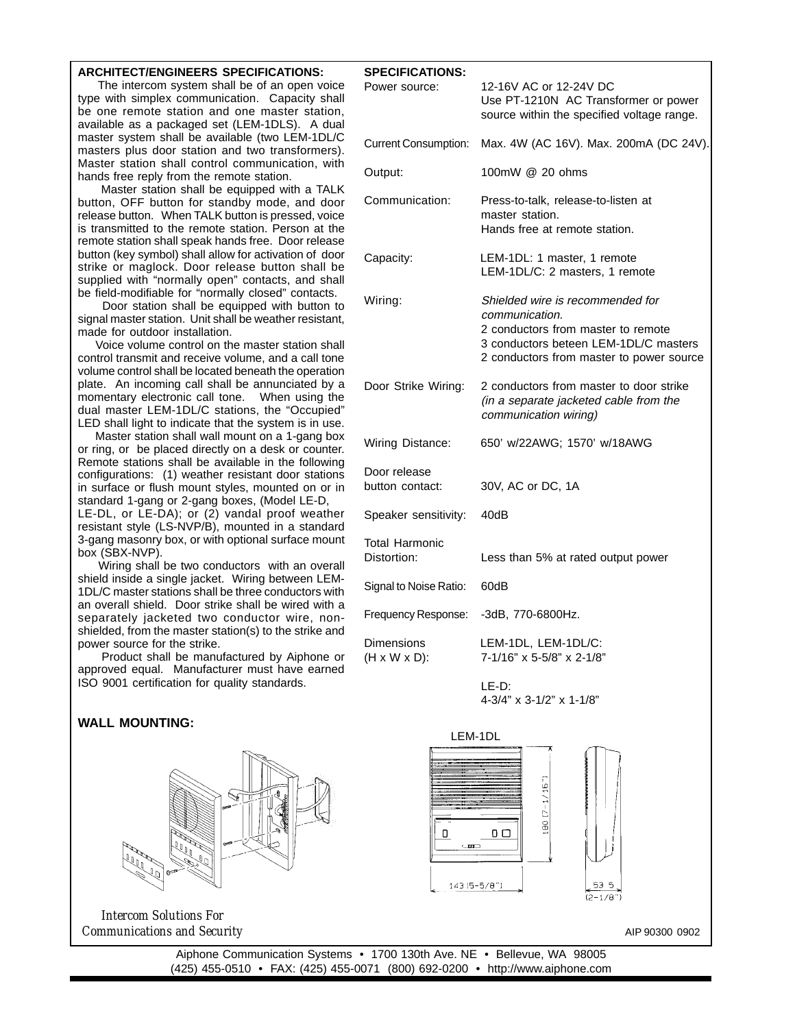**ARCHITECT/ENGINEERS SPECIFICATIONS:**

The intercom system shall be of an open voice type with simplex communication. Capacity shall be one remote station and one master station, available as a packaged set (LEM-1DLS). A dual master system shall be available (two LEM-1DL/C masters plus door station and two transformers). Master station shall control communication, with hands free reply from the remote station.

Master station shall be equipped with a TALK button, OFF button for standby mode, and door release button. When TALK button is pressed, voice is transmitted to the remote station. Person at the remote station shall speak hands free. Door release button (key symbol) shall allow for activation of door strike or maglock. Door release button shall be supplied with "normally open" contacts, and shall be field-modifiable for "normally closed" contacts.

Door station shall be equipped with button to signal master station. Unit shall be weather resistant, made for outdoor installation.

Voice volume control on the master station shall control transmit and receive volume, and a call tone volume control shall be located beneath the operation plate. An incoming call shall be annunciated by a momentary electronic call tone. When using the dual master LEM-1DL/C stations, the "Occupied" LED shall light to indicate that the system is in use.

Master station shall wall mount on a 1-gang box or ring, or be placed directly on a desk or counter. Remote stations shall be available in the following configurations: (1) weather resistant door stations in surface or flush mount styles, mounted on or in standard 1-gang or 2-gang boxes, (Model LE-D, LE-DL, or LE-DA); or (2) vandal proof weather resistant style (LS-NVP/B), mounted in a standard 3-gang masonry box, or with optional surface mount box (SBX-NVP).

Wiring shall be two conductors with an overall shield inside a single jacket. Wiring between LEM-1DL/C master stations shall be three conductors with an overall shield. Door strike shall be wired with a separately jacketed two conductor wire, non-shielded, from the master station(s) to the strike and power source for the strike.

Product shall be manufactured by Aiphone or approved equal. Manufacturer must have earned ISO 9001 certification for quality standards.

**SPECIFICATIONS:**

| | |
|---|---|
| Power source: | 12-16V AC or 12-24V DC<br>Use PT-1210N AC Transformer or power source within the specified voltage range. |
| Current Consumption: | Max. 4W (AC 16V). Max. 200mA (DC 24V). |
| Output: | 100mW @ 20 ohms |
| Communication: | Press-to-talk, release-to-listen at master station.<br>Hands free at remote station. |
| Capacity: | LEM-1DL: 1 master, 1 remote<br>LEM-1DL/C: 2 masters, 1 remote |
| Wiring: | *Shielded wire is recommended for communication.*<br>2 conductors from master to remote<br>3 conductors beteen LEM-1DL/C masters<br>2 conductors from master to power source |
| Door Strike Wiring: | 2 conductors from master to door strike *(in a separate jacketed cable from the communication wiring)* |
| Wiring Distance: | 650' w/22AWG; 1570' w/18AWG |
| Door release button contact: | 30V, AC or DC, 1A |
| Speaker sensitivity: | 40dB |
| Total Harmonic Distortion: | Less than 5% at rated output power |
| Signal to Noise Ratio: | 60dB |
| Frequency Response: | -3dB, 770-6800Hz. |
| Dimensions (H x W x D): | LEM-1DL, LEM-1DL/C:<br>7-1/16" x 5-5/8" x 2-1/8"<br><br>LE-D:<br>4-3/4" x 3-1/2" x 1-1/8" |

**WALL MOUNTING:**

LEM-1DL

180 (7-1/16")

143 (5-5/8")

53.5 (2-1/8")

*Intercom Solutions For Communications and Security*

AIP 90300 0902

Aiphone Communication Systems • 1700 130th Ave. NE • Bellevue, WA 98005
(425) 455-0510 • FAX: (425) 455-0071 (800) 692-0200 • http://www.aiphone.com